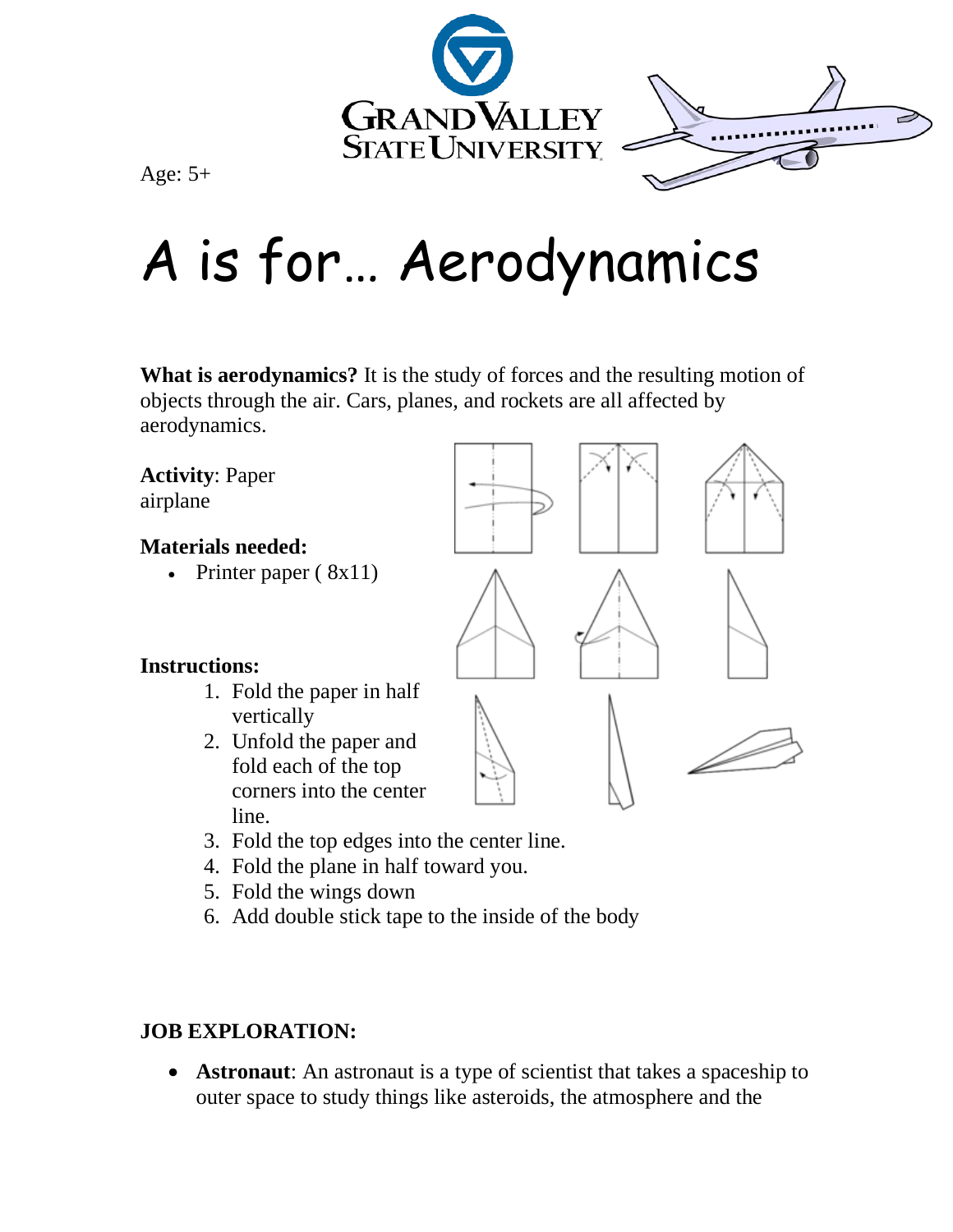Age: 5+

# A is for… Aerodynamics

**What is aerodynamics?** It is the study of forces and the resulting motion of objects through the air. Cars, planes, and rockets are all affected by aerodynamics.

**Activity**: Paper airplane

**Materials needed:**

- Printer paper ( 8x11)

**Instructions:**

1. Fold the paper in half vertically
2. Unfold the paper and fold each of the top corners into the center line.
3. Fold the top edges into the center line.
4. Fold the plane in half toward you.
5. Fold the wings down
6. Add double stick tape to the inside of the body

**JOB EXPLORATION:**

- **Astronaut**: An astronaut is a type of scientist that takes a spaceship to outer space to study things like asteroids, the atmosphere and the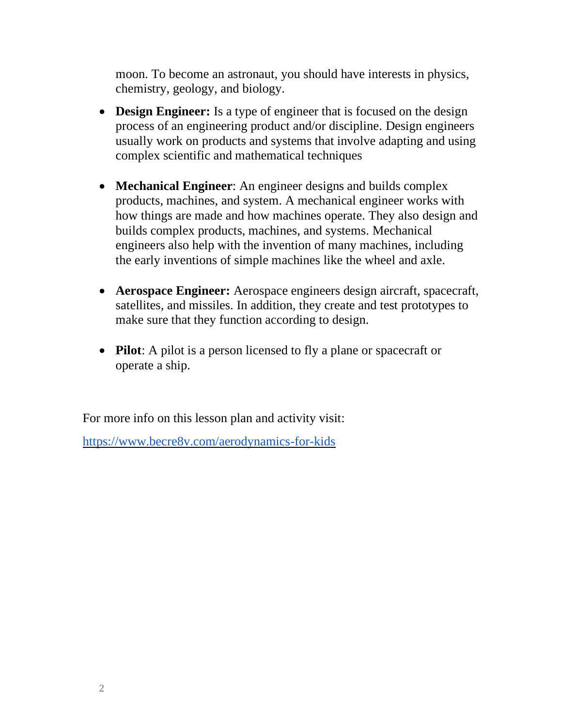moon. To become an astronaut, you should have interests in physics, chemistry, geology, and biology.

- **Design Engineer:** Is a type of engineer that is focused on the design process of an engineering product and/or discipline. Design engineers usually work on products and systems that involve adapting and using complex scientific and mathematical techniques

- **Mechanical Engineer**: An engineer designs and builds complex products, machines, and system. A mechanical engineer works with how things are made and how machines operate. They also design and builds complex products, machines, and systems. Mechanical engineers also help with the invention of many machines, including the early inventions of simple machines like the wheel and axle.

- **Aerospace Engineer:** Aerospace engineers design aircraft, spacecraft, satellites, and missiles. In addition, they create and test prototypes to make sure that they function according to design.

- **Pilot**: A pilot is a person licensed to fly a plane or spacecraft or operate a ship.

For more info on this lesson plan and activity visit:

https://www.becre8v.com/aerodynamics-for-kids